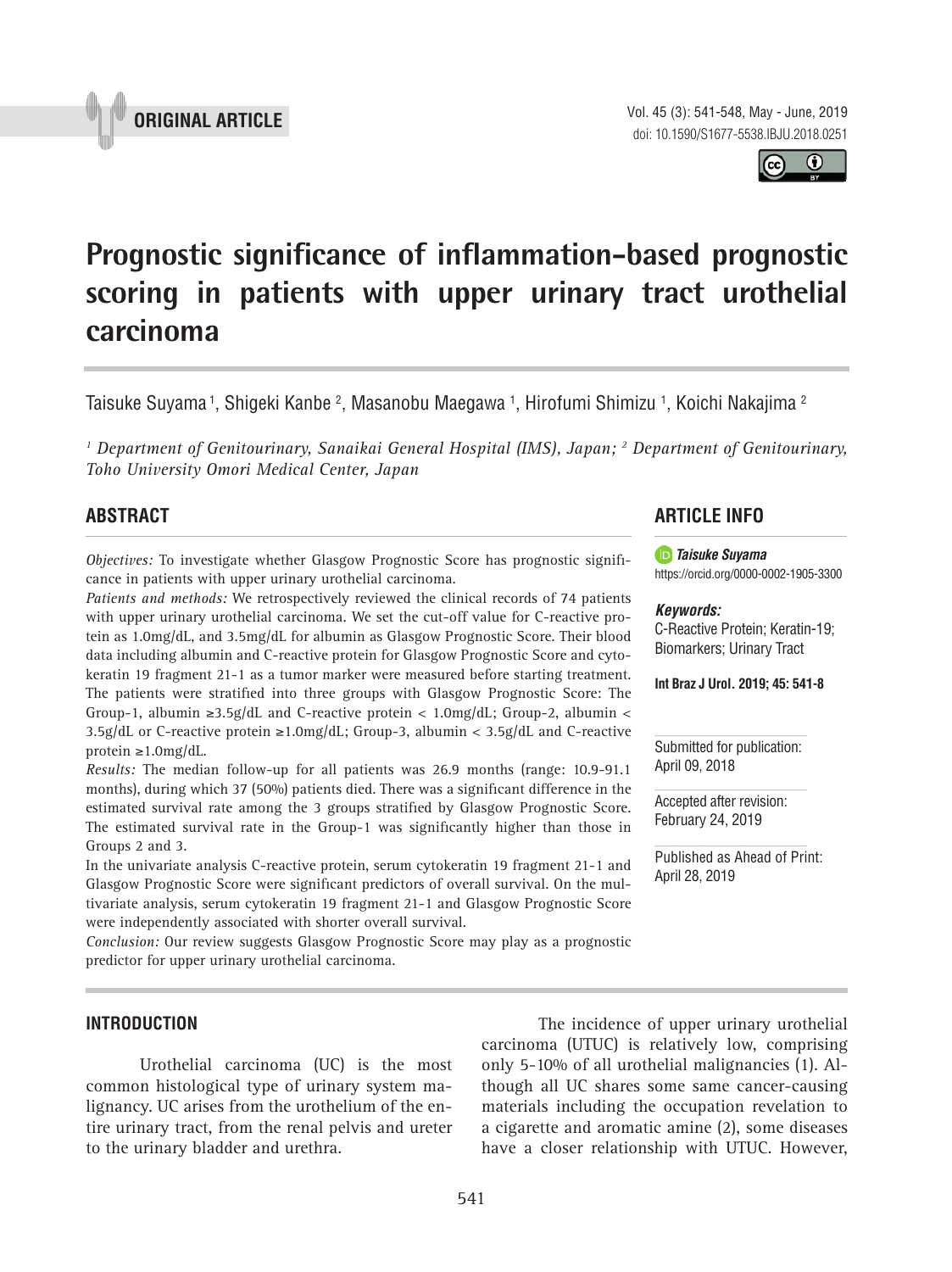ORIGINAL ARTICLE

doi: 10.1590/S1677-5538.IBJU.2018.0251

# Prognostic significance of inflammation-based prognostic scoring in patients with upper urinary tract urothelial carcinoma

Taisuke Suyama [1], Shigeki Kanbe [2], Masanobu Maegawa [1], Hirofumi Shimizu [1], Koichi Nakajima [2]

*[1] Department of Genitourinary, Sanaikai General Hospital (IMS), Japan; [2] Department of Genitourinary, Toho University Omori Medical Center, Japan*

## ABSTRACT

*Objectives:* To investigate whether Glasgow Prognostic Score has prognostic significance in patients with upper urinary urothelial carcinoma.

*Patients and methods:* We retrospectively reviewed the clinical records of 74 patients with upper urinary urothelial carcinoma. We set the cut-off value for C-reactive protein as 1.0mg/dL, and 3.5mg/dL for albumin as Glasgow Prognostic Score. Their blood data including albumin and C-reactive protein for Glasgow Prognostic Score and cytokeratin 19 fragment 21-1 as a tumor marker were measured before starting treatment. The patients were stratified into three groups with Glasgow Prognostic Score: The Group-1, albumin ≥3.5g/dL and C-reactive protein < 1.0mg/dL; Group-2, albumin < 3.5g/dL or C-reactive protein ≥1.0mg/dL; Group-3, albumin < 3.5g/dL and C-reactive protein ≥1.0mg/dL.

*Results:* The median follow-up for all patients was 26.9 months (range: 10.9-91.1 months), during which 37 (50%) patients died. There was a significant difference in the estimated survival rate among the 3 groups stratified by Glasgow Prognostic Score. The estimated survival rate in the Group-1 was significantly higher than those in Groups 2 and 3.

In the univariate analysis C-reactive protein, serum cytokeratin 19 fragment 21-1 and Glasgow Prognostic Score were significant predictors of overall survival. On the multivariate analysis, serum cytokeratin 19 fragment 21-1 and Glasgow Prognostic Score were independently associated with shorter overall survival.

*Conclusion:* Our review suggests Glasgow Prognostic Score may play as a prognostic predictor for upper urinary urothelial carcinoma.

## ARTICLE INFO

***Taisuke Suyama***
https://orcid.org/0000-0002-1905-3300

***Keywords:***
C-Reactive Protein; Keratin-19; Biomarkers; Urinary Tract

**Int Braz J Urol. 2019; 45: 541-8**

Submitted for publication:
April 09, 2018

Accepted after revision:
February 24, 2019

Published as Ahead of Print:
April 28, 2019

## INTRODUCTION

Urothelial carcinoma (UC) is the most common histological type of urinary system malignancy. UC arises from the urothelium of the entire urinary tract, from the renal pelvis and ureter to the urinary bladder and urethra.

The incidence of upper urinary urothelial carcinoma (UTUC) is relatively low, comprising only 5-10% of all urothelial malignancies (1). Although all UC shares some same cancer-causing materials including the occupation revelation to a cigarette and aromatic amine (2), some diseases have a closer relationship with UTUC. However,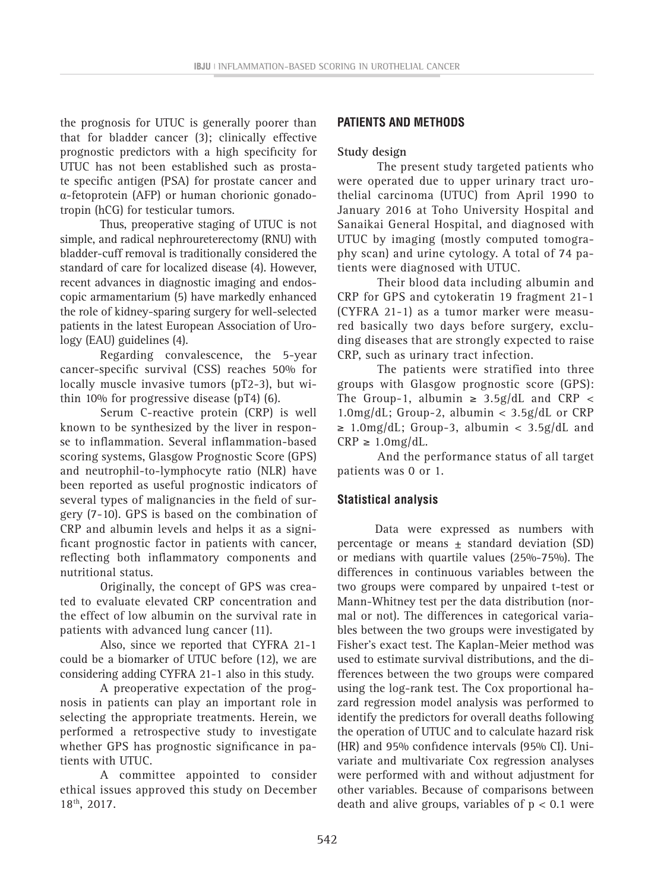the prognosis for UTUC is generally poorer than that for bladder cancer (3); clinically effective prognostic predictors with a high specificity for UTUC has not been established such as prostate specific antigen (PSA) for prostate cancer and α-fetoprotein (AFP) or human chorionic gonadotropin (hCG) for testicular tumors.

Thus, preoperative staging of UTUC is not simple, and radical nephroureterectomy (RNU) with bladder-cuff removal is traditionally considered the standard of care for localized disease (4). However, recent advances in diagnostic imaging and endoscopic armamentarium (5) have markedly enhanced the role of kidney-sparing surgery for well-selected patients in the latest European Association of Urology (EAU) guidelines (4).

Regarding convalescence, the 5-year cancer-specific survival (CSS) reaches 50% for locally muscle invasive tumors (pT2-3), but within 10% for progressive disease (pT4) (6).

Serum C-reactive protein (CRP) is well known to be synthesized by the liver in response to inflammation. Several inflammation-based scoring systems, Glasgow Prognostic Score (GPS) and neutrophil-to-lymphocyte ratio (NLR) have been reported as useful prognostic indicators of several types of malignancies in the field of surgery (7-10). GPS is based on the combination of CRP and albumin levels and helps it as a significant prognostic factor in patients with cancer, reflecting both inflammatory components and nutritional status.

Originally, the concept of GPS was created to evaluate elevated CRP concentration and the effect of low albumin on the survival rate in patients with advanced lung cancer (11).

Also, since we reported that CYFRA 21-1 could be a biomarker of UTUC before (12), we are considering adding CYFRA 21-1 also in this study.

A preoperative expectation of the prognosis in patients can play an important role in selecting the appropriate treatments. Herein, we performed a retrospective study to investigate whether GPS has prognostic significance in patients with UTUC.

A committee appointed to consider ethical issues approved this study on December 18th, 2017.

## PATIENTS AND METHODS

### Study design

The present study targeted patients who were operated due to upper urinary tract urothelial carcinoma (UTUC) from April 1990 to January 2016 at Toho University Hospital and Sanaikai General Hospital, and diagnosed with UTUC by imaging (mostly computed tomography scan) and urine cytology. A total of 74 patients were diagnosed with UTUC.

Their blood data including albumin and CRP for GPS and cytokeratin 19 fragment 21-1 (CYFRA 21-1) as a tumor marker were measured basically two days before surgery, excluding diseases that are strongly expected to raise CRP, such as urinary tract infection.

The patients were stratified into three groups with Glasgow prognostic score (GPS): The Group-1, albumin ≥ 3.5g/dL and CRP < 1.0mg/dL; Group-2, albumin < 3.5g/dL or CRP ≥ 1.0mg/dL; Group-3, albumin < 3.5g/dL and CRP ≥ 1.0mg/dL.

And the performance status of all target patients was 0 or 1.

### Statistical analysis

Data were expressed as numbers with percentage or means ± standard deviation (SD) or medians with quartile values (25%-75%). The differences in continuous variables between the two groups were compared by unpaired t-test or Mann-Whitney test per the data distribution (normal or not). The differences in categorical variables between the two groups were investigated by Fisher's exact test. The Kaplan-Meier method was used to estimate survival distributions, and the differences between the two groups were compared using the log-rank test. The Cox proportional hazard regression model analysis was performed to identify the predictors for overall deaths following the operation of UTUC and to calculate hazard risk (HR) and 95% confidence intervals (95% CI). Univariate and multivariate Cox regression analyses were performed with and without adjustment for other variables. Because of comparisons between death and alive groups, variables of $p < 0.1$ were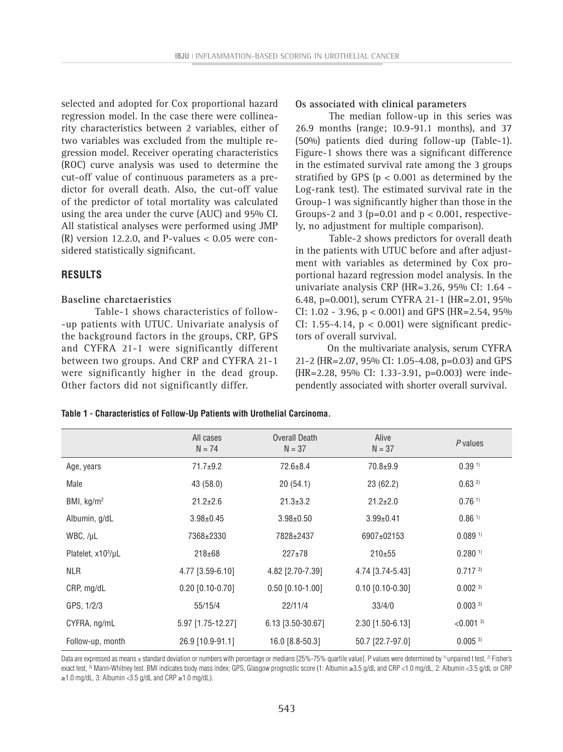selected and adopted for Cox proportional hazard regression model. In the case there were collinearity characteristics between 2 variables, either of two variables was excluded from the multiple regression model. Receiver operating characteristics (ROC) curve analysis was used to determine the cut-off value of continuous parameters as a predictor for overall death. Also, the cut-off value of the predictor of total mortality was calculated using the area under the curve (AUC) and 95% CI. All statistical analyses were performed using JMP (R) version 12.2.0, and P-values < 0.05 were considered statistically significant.

## RESULTS

### Baseline charctaeristics

Table-1 shows characteristics of follow-up patients with UTUC. Univariate analysis of the background factors in the groups, CRP, GPS and CYFRA 21-1 were significantly different between two groups. And CRP and CYFRA 21-1 were significantly higher in the dead group. Other factors did not significantly differ.

### Os associated with clinical parameters

The median follow-up in this series was 26.9 months (range; 10.9-91.1 months), and 37 (50%) patients died during follow-up (Table-1). Figure-1 shows there was a significant difference in the estimated survival rate among the 3 groups stratified by GPS ($p < 0.001$ as determined by the Log-rank test). The estimated survival rate in the Group-1 was significantly higher than those in the Groups-2 and 3 ($p=0.01$ and $p < 0.001$, respectively, no adjustment for multiple comparison).

Table-2 shows predictors for overall death in the patients with UTUC before and after adjustment with variables as determined by Cox proportional hazard regression model analysis. In the univariate analysis CRP (HR=3.26, 95% CI: 1.64 - 6.48, p=0.001), serum CYFRA 21-1 (HR=2.01, 95% CI: 1.02 - 3.96, p < 0.001) and GPS (HR=2.54, 95% CI: 1.55-4.14, p < 0.001) were significant predictors of overall survival.

On the multivariate analysis, serum CYFRA 21-2 (HR=2.07, 95% CI: 1.05-4.08, p=0.03) and GPS (HR=2.28, 95% CI: 1.33-3.91, p=0.003) were independently associated with shorter overall survival.

**Table 1 - Characteristics of Follow-Up Patients with Urothelial Carcinoma.**

| | All cases N = 74 | Overall Death N = 37 | Alive N = 37 | *P* values |
|---|---|---|---|---|
| Age, years | 71.7±9.2 | 72.6±8.4 | 70.8±9.9 | 0.39 [1)] |
| Male | 43 (58.0) | 20 (54.1) | 23 (62.2) | 0.63 [2)] |
| BMI, kg/m² | 21.2±2.6 | 21.3±3.2 | 21.2±2.0 | 0.76 [1)] |
| Albumin, g/dL | 3.98±0.45 | 3.98±0.50 | 3.99±0.41 | 0.86 [1)] |
| WBC, /μL | 7368±2330 | 7828±2437 | 6907±02153 | 0.089 [1)] |
| Platelet, x10³/μL | 218±68 | 227±78 | 210±55 | 0.280 [1)] |
| NLR | 4.77 [3.59-6.10] | 4.82 [2.70-7.39] | 4.74 [3.74-5.43] | 0.717 [3)] |
| CRP, mg/dL | 0.20 [0.10-0.70] | 0.50 [0.10-1.00] | 0.10 [0.10-0.30] | 0.002 [3)] |
| GPS, 1/2/3 | 55/15/4 | 22/11/4 | 33/4/0 | 0.003 [3)] |
| CYFRA, ng/mL | 5.97 [1.75-12.27] | 6.13 [3.50-30.67] | 2.30 [1.50-6.13] | <0.001 [3)] |
| Follow-up, month | 26.9 [10.9-91.1] | 16.0 [8.8-50.3] | 50.7 [22.7-97.0] | 0.005 [3)] |

Data are expressed as means ± standard deviation or numbers with percentage or medians [25%-75% quartile value]. P values were determined by [1)] unpaired t test, [2)] Fisher's exact test, [3)] Mann-Whitney test. BMI indicates body mass index; GPS, Glasgow prognostic score (1: Albumin ≥3.5 g/dL and CRP <1.0 mg/dL, 2: Albumin <3.5 g/dL or CRP ≥1.0 mg/dL, 3: Albumin <3.5 g/dL and CRP ≥1.0 mg/dL).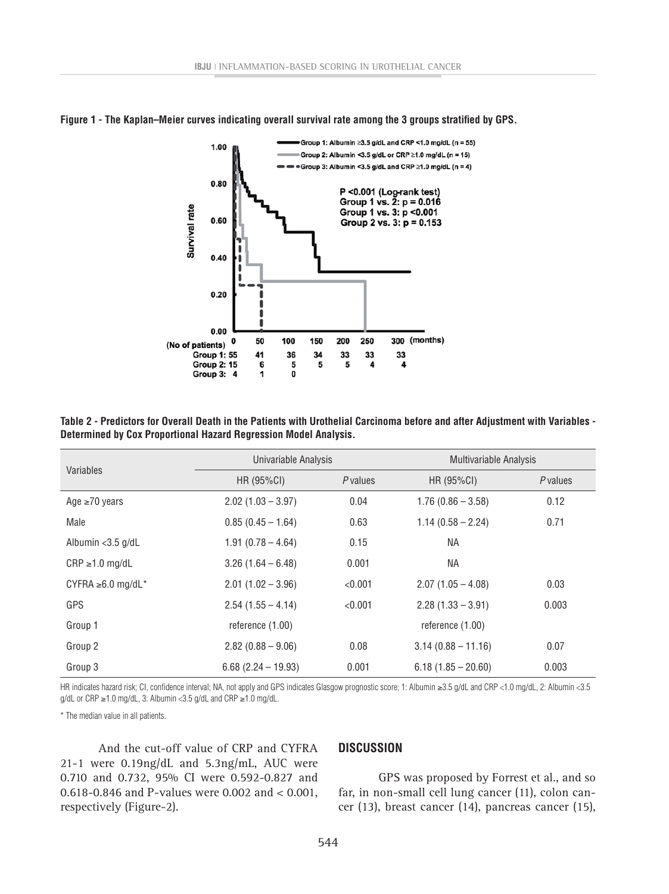**Figure 1 - The Kaplan–Meier curves indicating overall survival rate among the 3 groups stratified by GPS.**

**Table 2 - Predictors for Overall Death in the Patients with Urothelial Carcinoma before and after Adjustment with Variables - Determined by Cox Proportional Hazard Regression Model Analysis.**

| Variables | Univariable Analysis | | Multivariable Analysis | |
|---|---|---|---|---|
| | HR (95%CI) | *P* values | HR (95%CI) | *P* values |
| Age ≥70 years | 2.02 (1.03 – 3.97) | 0.04 | 1.76 (0.86 – 3.58) | 0.12 |
| Male | 0.85 (0.45 – 1.64) | 0.63 | 1.14 (0.58 – 2.24) | 0.71 |
| Albumin <3.5 g/dL | 1.91 (0.78 – 4.64) | 0.15 | NA | |
| CRP ≥1.0 mg/dL | 3.26 (1.64 – 6.48) | 0.001 | NA | |
| CYFRA ≥6.0 mg/dL* | 2.01 (1.02 – 3.96) | <0.001 | 2.07 (1.05 – 4.08) | 0.03 |
| GPS | 2.54 (1.55 – 4.14) | <0.001 | 2.28 (1.33 – 3.91) | 0.003 |
| Group 1 | reference (1.00) | | reference (1.00) | |
| Group 2 | 2.82 (0.88 – 9.06) | 0.08 | 3.14 (0.88 – 11.16) | 0.07 |
| Group 3 | 6.68 (2.24 – 19.93) | 0.001 | 6.18 (1.85 – 20.60) | 0.003 |

HR indicates hazard risk; CI, confidence interval; NA, not apply and GPS indicates Glasgow prognostic score; 1: Albumin ≥3.5 g/dL and CRP <1.0 mg/dL, 2: Albumin <3.5 g/dL or CRP ≥1.0 mg/dL, 3: Albumin <3.5 g/dL and CRP ≥1.0 mg/dL.

\* The median value in all patients.

And the cut-off value of CRP and CYFRA 21-1 were 0.19ng/dL and 5.3ng/mL, AUC were 0.710 and 0.732, 95% CI were 0.592-0.827 and 0.618-0.846 and P-values were 0.002 and < 0.001, respectively (Figure-2).

## DISCUSSION

GPS was proposed by Forrest et al., and so far, in non-small cell lung cancer (11), colon cancer (13), breast cancer (14), pancreas cancer (15),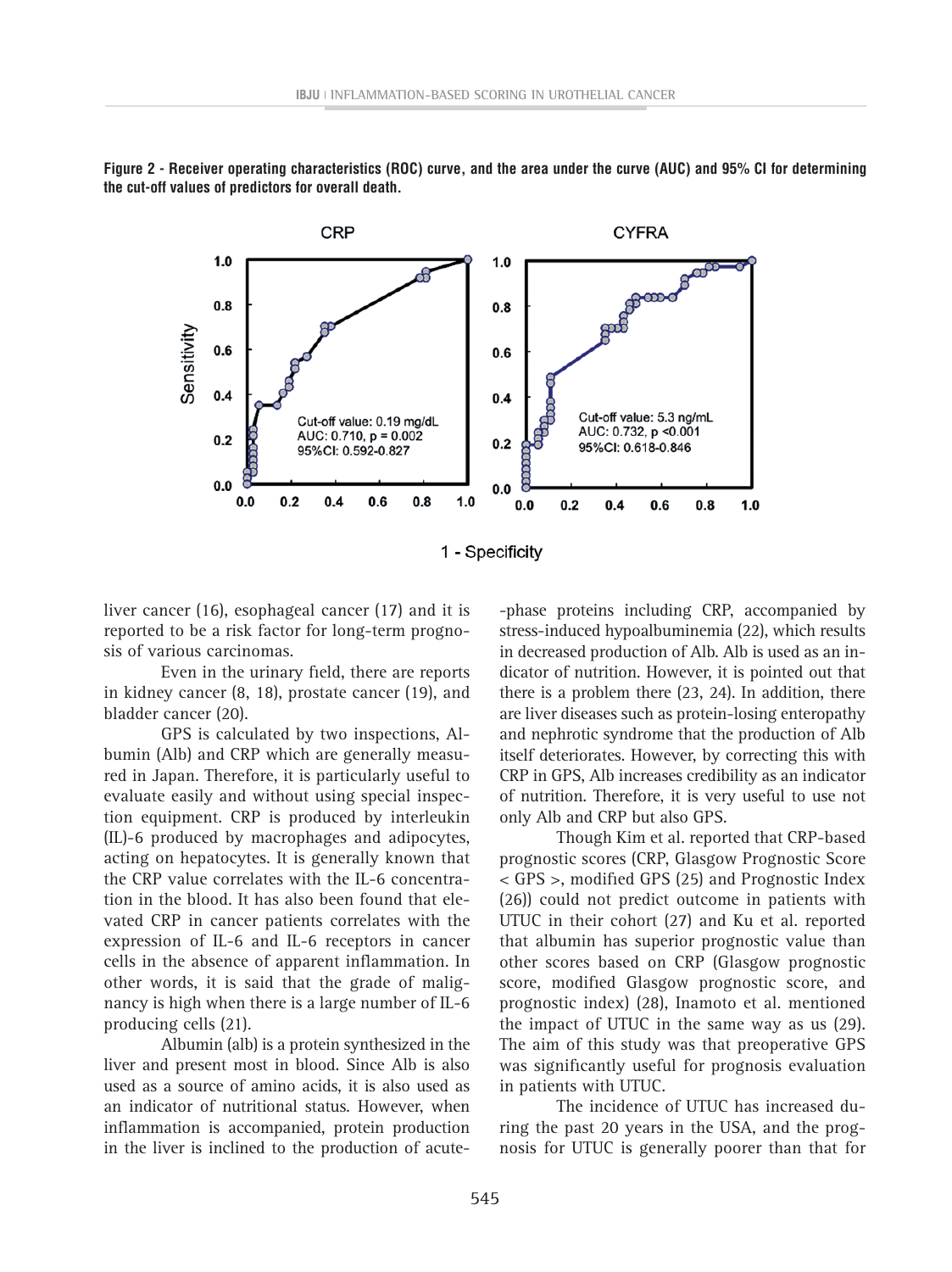**Figure 2 - Receiver operating characteristics (ROC) curve, and the area under the curve (AUC) and 95% CI for determining the cut-off values of predictors for overall death.**

liver cancer (16), esophageal cancer (17) and it is reported to be a risk factor for long-term prognosis of various carcinomas.

Even in the urinary field, there are reports in kidney cancer (8, 18), prostate cancer (19), and bladder cancer (20).

GPS is calculated by two inspections, Albumin (Alb) and CRP which are generally measured in Japan. Therefore, it is particularly useful to evaluate easily and without using special inspection equipment. CRP is produced by interleukin (IL)-6 produced by macrophages and adipocytes, acting on hepatocytes. It is generally known that the CRP value correlates with the IL-6 concentration in the blood. It has also been found that elevated CRP in cancer patients correlates with the expression of IL-6 and IL-6 receptors in cancer cells in the absence of apparent inflammation. In other words, it is said that the grade of malignancy is high when there is a large number of IL-6 producing cells (21).

Albumin (alb) is a protein synthesized in the liver and present most in blood. Since Alb is also used as a source of amino acids, it is also used as an indicator of nutritional status. However, when inflammation is accompanied, protein production in the liver is inclined to the production of acute-phase proteins including CRP, accompanied by stress-induced hypoalbuminemia (22), which results in decreased production of Alb. Alb is used as an indicator of nutrition. However, it is pointed out that there is a problem there (23, 24). In addition, there are liver diseases such as protein-losing enteropathy and nephrotic syndrome that the production of Alb itself deteriorates. However, by correcting this with CRP in GPS, Alb increases credibility as an indicator of nutrition. Therefore, it is very useful to use not only Alb and CRP but also GPS.

Though Kim et al. reported that CRP-based prognostic scores (CRP, Glasgow Prognostic Score < GPS >, modified GPS (25) and Prognostic Index (26)) could not predict outcome in patients with UTUC in their cohort (27) and Ku et al. reported that albumin has superior prognostic value than other scores based on CRP (Glasgow prognostic score, modified Glasgow prognostic score, and prognostic index) (28), Inamoto et al. mentioned the impact of UTUC in the same way as us (29). The aim of this study was that preoperative GPS was significantly useful for prognosis evaluation in patients with UTUC.

The incidence of UTUC has increased during the past 20 years in the USA, and the prognosis for UTUC is generally poorer than that for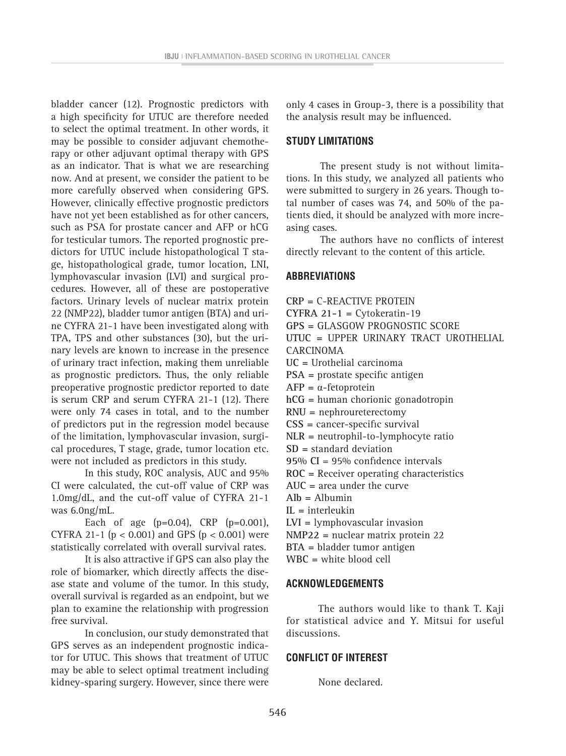bladder cancer (12). Prognostic predictors with a high specificity for UTUC are therefore needed to select the optimal treatment. In other words, it may be possible to consider adjuvant chemotherapy or other adjuvant optimal therapy with GPS as an indicator. That is what we are researching now. And at present, we consider the patient to be more carefully observed when considering GPS. However, clinically effective prognostic predictors have not yet been established as for other cancers, such as PSA for prostate cancer and AFP or hCG for testicular tumors. The reported prognostic predictors for UTUC include histopathological T stage, histopathological grade, tumor location, LNI, lymphovascular invasion (LVI) and surgical procedures. However, all of these are postoperative factors. Urinary levels of nuclear matrix protein 22 (NMP22), bladder tumor antigen (BTA) and urine CYFRA 21-1 have been investigated along with TPA, TPS and other substances (30), but the urinary levels are known to increase in the presence of urinary tract infection, making them unreliable as prognostic predictors. Thus, the only reliable preoperative prognostic predictor reported to date is serum CRP and serum CYFRA 21-1 (12). There were only 74 cases in total, and to the number of predictors put in the regression model because of the limitation, lymphovascular invasion, surgical procedures, T stage, grade, tumor location etc. were not included as predictors in this study.

In this study, ROC analysis, AUC and 95% CI were calculated, the cut-off value of CRP was 1.0mg/dL, and the cut-off value of CYFRA 21-1 was 6.0ng/mL.

Each of age ($p=0.04$), CRP ($p=0.001$), CYFRA 21-1 ($p < 0.001$) and GPS ($p < 0.001$) were statistically correlated with overall survival rates.

It is also attractive if GPS can also play the role of biomarker, which directly affects the disease state and volume of the tumor. In this study, overall survival is regarded as an endpoint, but we plan to examine the relationship with progression free survival.

In conclusion, our study demonstrated that GPS serves as an independent prognostic indicator for UTUC. This shows that treatment of UTUC may be able to select optimal treatment including kidney-sparing surgery. However, since there were only 4 cases in Group-3, there is a possibility that the analysis result may be influenced.

## STUDY LIMITATIONS

The present study is not without limitations. In this study, we analyzed all patients who were submitted to surgery in 26 years. Though total number of cases was 74, and 50% of the patients died, it should be analyzed with more increasing cases.

The authors have no conflicts of interest directly relevant to the content of this article.

## ABBREVIATIONS

**CRP** = C-REACTIVE PROTEIN
**CYFRA 21-1** = Cytokeratin-19
**GPS** = GLASGOW PROGNOSTIC SCORE
**UTUC** = UPPER URINARY TRACT UROTHELIAL CARCINOMA
**UC** = Urothelial carcinoma
**PSA** = prostate specific antigen
**AFP** = α-fetoprotein
**hCG** = human chorionic gonadotropin
**RNU** = nephroureterectomy
**CSS** = cancer-specific survival
**NLR** = neutrophil-to-lymphocyte ratio
**SD** = standard deviation
**95% CI** = 95% confidence intervals
**ROC** = Receiver operating characteristics
**AUC** = area under the curve
**Alb** = Albumin
**IL** = interleukin
**LVI** = lymphovascular invasion
**NMP22** = nuclear matrix protein 22
**BTA** = bladder tumor antigen
**WBC** = white blood cell

## ACKNOWLEDGEMENTS

The authors would like to thank T. Kaji for statistical advice and Y. Mitsui for useful discussions.

## CONFLICT OF INTEREST

None declared.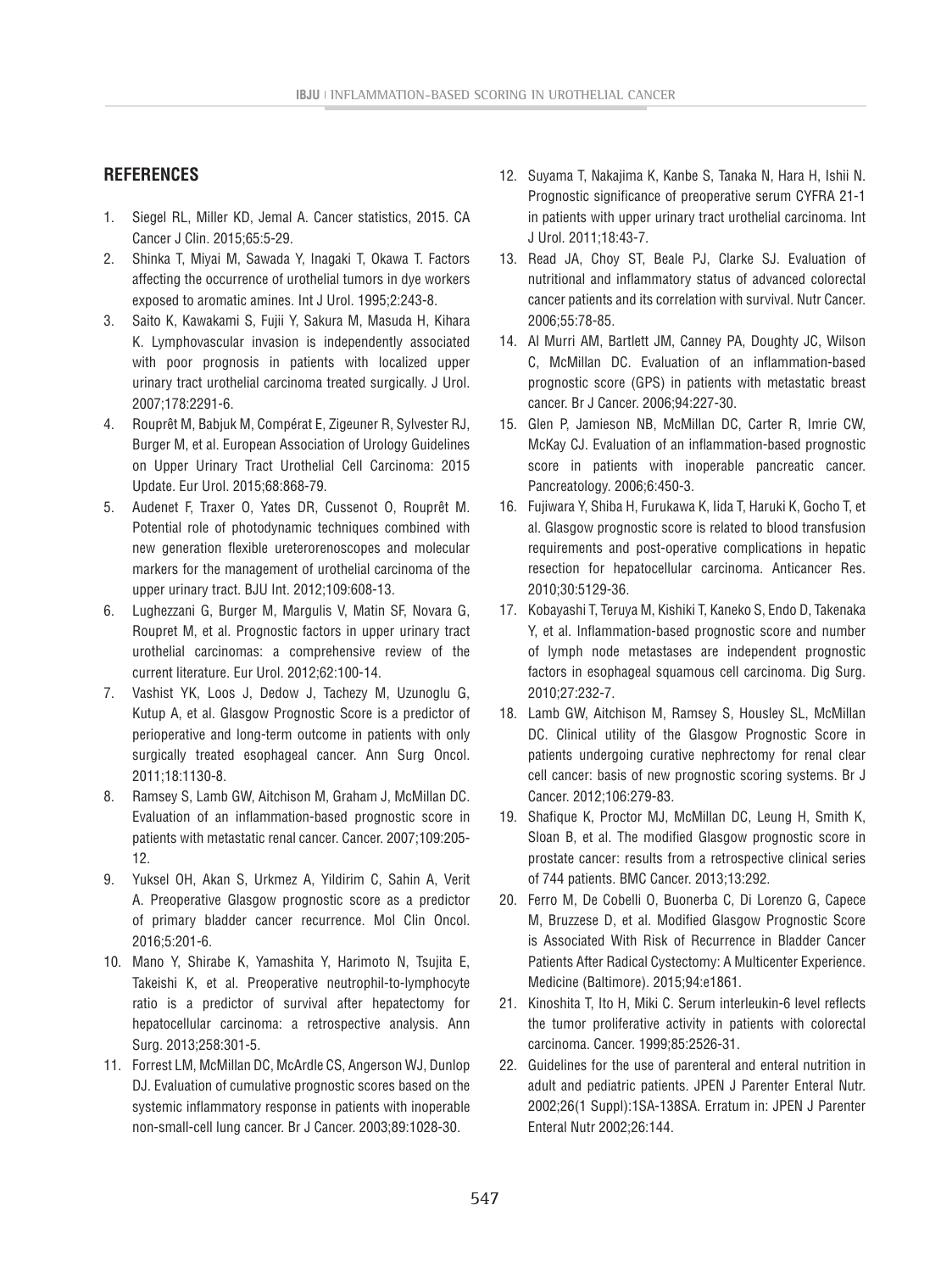## REFERENCES

1. Siegel RL, Miller KD, Jemal A. Cancer statistics, 2015. CA Cancer J Clin. 2015;65:5-29.
2. Shinka T, Miyai M, Sawada Y, Inagaki T, Okawa T. Factors affecting the occurrence of urothelial tumors in dye workers exposed to aromatic amines. Int J Urol. 1995;2:243-8.
3. Saito K, Kawakami S, Fujii Y, Sakura M, Masuda H, Kihara K. Lymphovascular invasion is independently associated with poor prognosis in patients with localized upper urinary tract urothelial carcinoma treated surgically. J Urol. 2007;178:2291-6.
4. Rouprêt M, Babjuk M, Compérat E, Zigeuner R, Sylvester RJ, Burger M, et al. European Association of Urology Guidelines on Upper Urinary Tract Urothelial Cell Carcinoma: 2015 Update. Eur Urol. 2015;68:868-79.
5. Audenet F, Traxer O, Yates DR, Cussenot O, Rouprêt M. Potential role of photodynamic techniques combined with new generation flexible ureterorenoscopes and molecular markers for the management of urothelial carcinoma of the upper urinary tract. BJU Int. 2012;109:608-13.
6. Lughezzani G, Burger M, Margulis V, Matin SF, Novara G, Roupret M, et al. Prognostic factors in upper urinary tract urothelial carcinomas: a comprehensive review of the current literature. Eur Urol. 2012;62:100-14.
7. Vashist YK, Loos J, Dedow J, Tachezy M, Uzunoglu G, Kutup A, et al. Glasgow Prognostic Score is a predictor of perioperative and long-term outcome in patients with only surgically treated esophageal cancer. Ann Surg Oncol. 2011;18:1130-8.
8. Ramsey S, Lamb GW, Aitchison M, Graham J, McMillan DC. Evaluation of an inflammation-based prognostic score in patients with metastatic renal cancer. Cancer. 2007;109:205-12.
9. Yuksel OH, Akan S, Urkmez A, Yildirim C, Sahin A, Verit A. Preoperative Glasgow prognostic score as a predictor of primary bladder cancer recurrence. Mol Clin Oncol. 2016;5:201-6.
10. Mano Y, Shirabe K, Yamashita Y, Harimoto N, Tsujita E, Takeishi K, et al. Preoperative neutrophil-to-lymphocyte ratio is a predictor of survival after hepatectomy for hepatocellular carcinoma: a retrospective analysis. Ann Surg. 2013;258:301-5.
11. Forrest LM, McMillan DC, McArdle CS, Angerson WJ, Dunlop DJ. Evaluation of cumulative prognostic scores based on the systemic inflammatory response in patients with inoperable non-small-cell lung cancer. Br J Cancer. 2003;89:1028-30.
12. Suyama T, Nakajima K, Kanbe S, Tanaka N, Hara H, Ishii N. Prognostic significance of preoperative serum CYFRA 21-1 in patients with upper urinary tract urothelial carcinoma. Int J Urol. 2011;18:43-7.
13. Read JA, Choy ST, Beale PJ, Clarke SJ. Evaluation of nutritional and inflammatory status of advanced colorectal cancer patients and its correlation with survival. Nutr Cancer. 2006;55:78-85.
14. Al Murri AM, Bartlett JM, Canney PA, Doughty JC, Wilson C, McMillan DC. Evaluation of an inflammation-based prognostic score (GPS) in patients with metastatic breast cancer. Br J Cancer. 2006;94:227-30.
15. Glen P, Jamieson NB, McMillan DC, Carter R, Imrie CW, McKay CJ. Evaluation of an inflammation-based prognostic score in patients with inoperable pancreatic cancer. Pancreatology. 2006;6:450-3.
16. Fujiwara Y, Shiba H, Furukawa K, Iida T, Haruki K, Gocho T, et al. Glasgow prognostic score is related to blood transfusion requirements and post-operative complications in hepatic resection for hepatocellular carcinoma. Anticancer Res. 2010;30:5129-36.
17. Kobayashi T, Teruya M, Kishiki T, Kaneko S, Endo D, Takenaka Y, et al. Inflammation-based prognostic score and number of lymph node metastases are independent prognostic factors in esophageal squamous cell carcinoma. Dig Surg. 2010;27:232-7.
18. Lamb GW, Aitchison M, Ramsey S, Housley SL, McMillan DC. Clinical utility of the Glasgow Prognostic Score in patients undergoing curative nephrectomy for renal clear cell cancer: basis of new prognostic scoring systems. Br J Cancer. 2012;106:279-83.
19. Shafique K, Proctor MJ, McMillan DC, Leung H, Smith K, Sloan B, et al. The modified Glasgow prognostic score in prostate cancer: results from a retrospective clinical series of 744 patients. BMC Cancer. 2013;13:292.
20. Ferro M, De Cobelli O, Buonerba C, Di Lorenzo G, Capece M, Bruzzese D, et al. Modified Glasgow Prognostic Score is Associated With Risk of Recurrence in Bladder Cancer Patients After Radical Cystectomy: A Multicenter Experience. Medicine (Baltimore). 2015;94:e1861.
21. Kinoshita T, Ito H, Miki C. Serum interleukin-6 level reflects the tumor proliferative activity in patients with colorectal carcinoma. Cancer. 1999;85:2526-31.
22. Guidelines for the use of parenteral and enteral nutrition in adult and pediatric patients. JPEN J Parenter Enteral Nutr. 2002;26(1 Suppl):1SA-138SA. Erratum in: JPEN J Parenter Enteral Nutr 2002;26:144.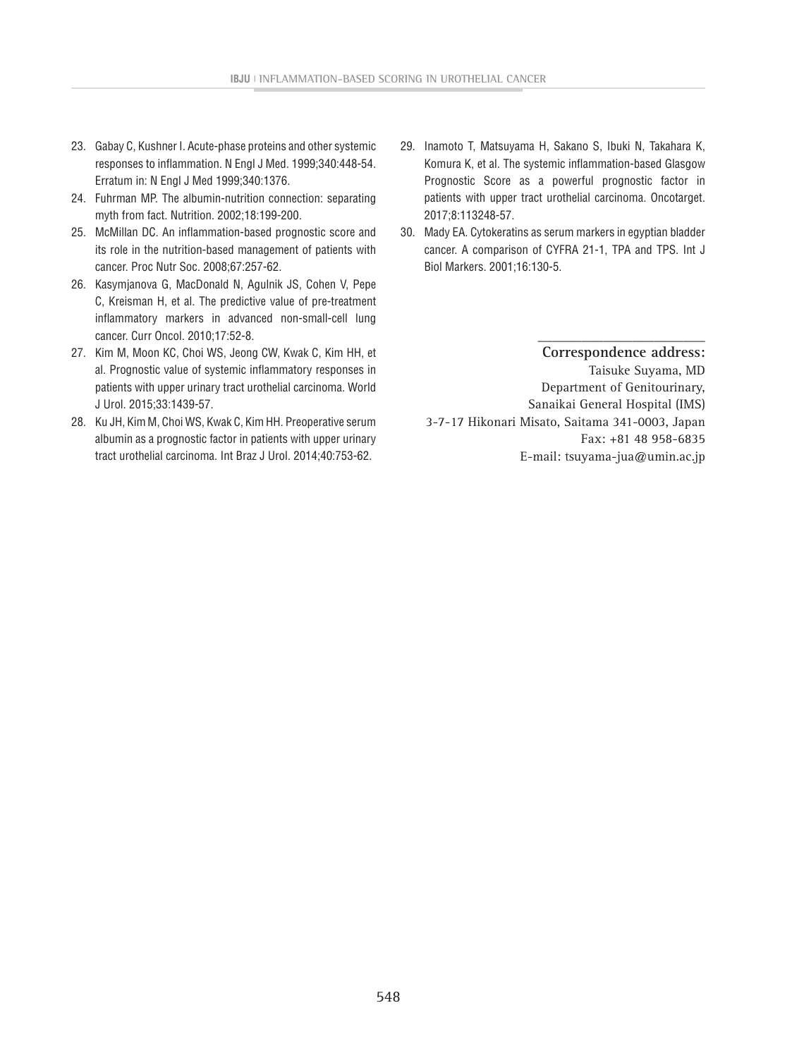23. Gabay C, Kushner I. Acute-phase proteins and other systemic responses to inflammation. N Engl J Med. 1999;340:448-54. Erratum in: N Engl J Med 1999;340:1376.
24. Fuhrman MP. The albumin-nutrition connection: separating myth from fact. Nutrition. 2002;18:199-200.
25. McMillan DC. An inflammation-based prognostic score and its role in the nutrition-based management of patients with cancer. Proc Nutr Soc. 2008;67:257-62.
26. Kasymjanova G, MacDonald N, Agulnik JS, Cohen V, Pepe C, Kreisman H, et al. The predictive value of pre-treatment inflammatory markers in advanced non-small-cell lung cancer. Curr Oncol. 2010;17:52-8.
27. Kim M, Moon KC, Choi WS, Jeong CW, Kwak C, Kim HH, et al. Prognostic value of systemic inflammatory responses in patients with upper urinary tract urothelial carcinoma. World J Urol. 2015;33:1439-57.
28. Ku JH, Kim M, Choi WS, Kwak C, Kim HH. Preoperative serum albumin as a prognostic factor in patients with upper urinary tract urothelial carcinoma. Int Braz J Urol. 2014;40:753-62.
29. Inamoto T, Matsuyama H, Sakano S, Ibuki N, Takahara K, Komura K, et al. The systemic inflammation-based Glasgow Prognostic Score as a powerful prognostic factor in patients with upper tract urothelial carcinoma. Oncotarget. 2017;8:113248-57.
30. Mady EA. Cytokeratins as serum markers in egyptian bladder cancer. A comparison of CYFRA 21-1, TPA and TPS. Int J Biol Markers. 2001;16:130-5.

**Correspondence address:**
Taisuke Suyama, MD
Department of Genitourinary,
Sanaikai General Hospital (IMS)
3-7-17 Hikonari Misato, Saitama 341-0003, Japan
Fax: +81 48 958-6835
E-mail: tsuyama-jua@umin.ac.jp